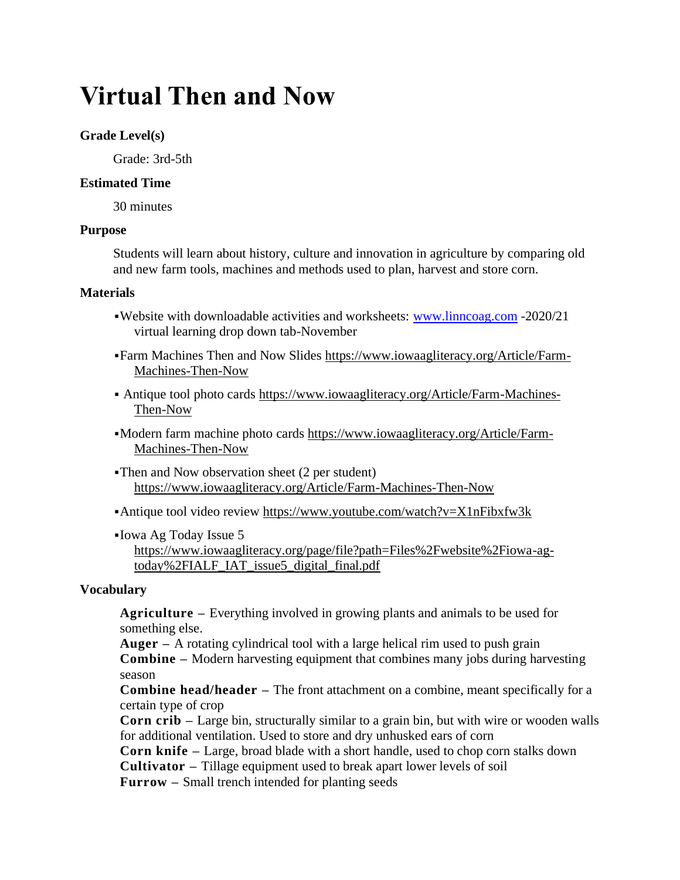# Virtual Then and Now

### Grade Level(s)

Grade: 3rd-5th

### Estimated Time

30 minutes

### Purpose

Students will learn about history, culture and innovation in agriculture by comparing old and new farm tools, machines and methods used to plan, harvest and store corn.

### Materials

- Website with downloadable activities and worksheets: www.linncoag.com -2020/21 virtual learning drop down tab-November
- Farm Machines Then and Now Slides https://www.iowaagliteracy.org/Article/Farm-Machines-Then-Now
- Antique tool photo cards https://www.iowaagliteracy.org/Article/Farm-Machines-Then-Now
- Modern farm machine photo cards https://www.iowaagliteracy.org/Article/Farm-Machines-Then-Now
- Then and Now observation sheet (2 per student) https://www.iowaagliteracy.org/Article/Farm-Machines-Then-Now
- Antique tool video review https://www.youtube.com/watch?v=X1nFibxfw3k
- Iowa Ag Today Issue 5 https://www.iowaagliteracy.org/page/file?path=Files%2Fwebsite%2Fiowa-ag-today%2FIALF_IAT_issue5_digital_final.pdf

### Vocabulary

**Agriculture** – Everything involved in growing plants and animals to be used for something else.
**Auger** – A rotating cylindrical tool with a large helical rim used to push grain
**Combine** – Modern harvesting equipment that combines many jobs during harvesting season
**Combine head/header** – The front attachment on a combine, meant specifically for a certain type of crop
**Corn crib** – Large bin, structurally similar to a grain bin, but with wire or wooden walls for additional ventilation. Used to store and dry unhusked ears of corn
**Corn knife** – Large, broad blade with a short handle, used to chop corn stalks down
**Cultivator** – Tillage equipment used to break apart lower levels of soil
**Furrow** – Small trench intended for planting seeds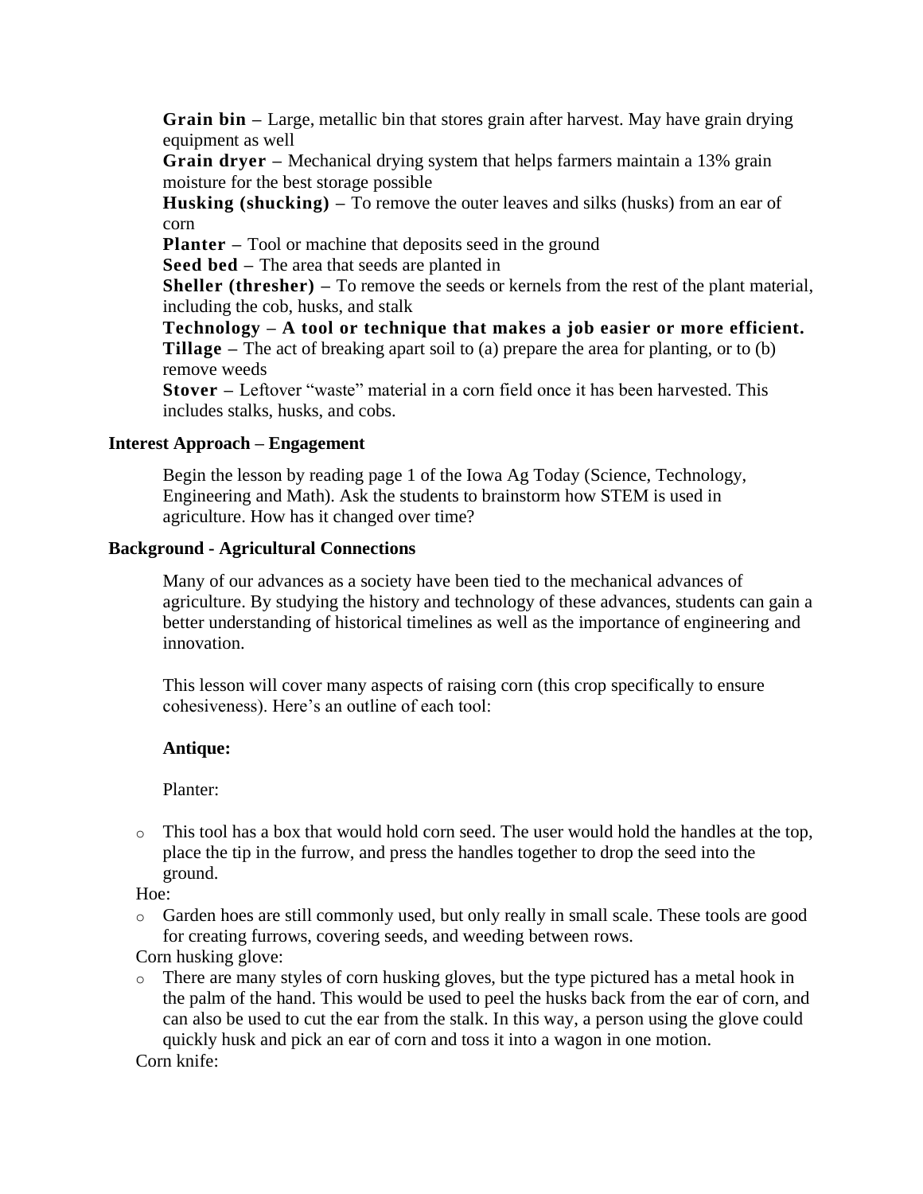**Grain bin –** Large, metallic bin that stores grain after harvest. May have grain drying equipment as well

**Grain dryer –** Mechanical drying system that helps farmers maintain a 13% grain moisture for the best storage possible

**Husking (shucking) –** To remove the outer leaves and silks (husks) from an ear of corn

**Planter –** Tool or machine that deposits seed in the ground

**Seed bed –** The area that seeds are planted in

**Sheller (thresher) –** To remove the seeds or kernels from the rest of the plant material, including the cob, husks, and stalk

**Technology – A tool or technique that makes a job easier or more efficient.**

**Tillage –** The act of breaking apart soil to (a) prepare the area for planting, or to (b) remove weeds

**Stover –** Leftover "waste" material in a corn field once it has been harvested. This includes stalks, husks, and cobs.

### Interest Approach – Engagement

Begin the lesson by reading page 1 of the Iowa Ag Today (Science, Technology, Engineering and Math). Ask the students to brainstorm how STEM is used in agriculture. How has it changed over time?

### Background - Agricultural Connections

Many of our advances as a society have been tied to the mechanical advances of agriculture. By studying the history and technology of these advances, students can gain a better understanding of historical timelines as well as the importance of engineering and innovation.

This lesson will cover many aspects of raising corn (this crop specifically to ensure cohesiveness). Here's an outline of each tool:

**Antique:**

Planter:

- This tool has a box that would hold corn seed. The user would hold the handles at the top, place the tip in the furrow, and press the handles together to drop the seed into the ground.

Hoe:

- Garden hoes are still commonly used, but only really in small scale. These tools are good for creating furrows, covering seeds, and weeding between rows.

Corn husking glove:

- There are many styles of corn husking gloves, but the type pictured has a metal hook in the palm of the hand. This would be used to peel the husks back from the ear of corn, and can also be used to cut the ear from the stalk. In this way, a person using the glove could quickly husk and pick an ear of corn and toss it into a wagon in one motion.

Corn knife: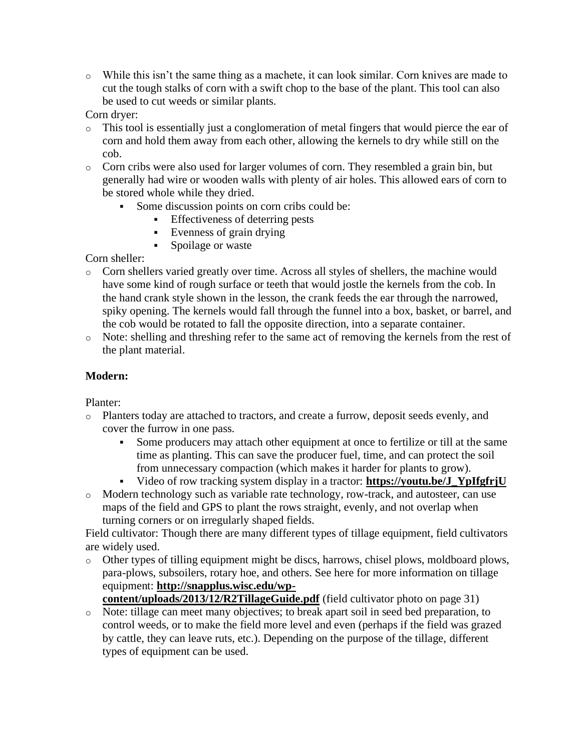- While this isn't the same thing as a machete, it can look similar. Corn knives are made to cut the tough stalks of corn with a swift chop to the base of the plant. This tool can also be used to cut weeds or similar plants.

Corn dryer:

- This tool is essentially just a conglomeration of metal fingers that would pierce the ear of corn and hold them away from each other, allowing the kernels to dry while still on the cob.
- Corn cribs were also used for larger volumes of corn. They resembled a grain bin, but generally had wire or wooden walls with plenty of air holes. This allowed ears of corn to be stored whole while they dried.
  - Some discussion points on corn cribs could be:
    - Effectiveness of deterring pests
    - Evenness of grain drying
    - Spoilage or waste

Corn sheller:

- Corn shellers varied greatly over time. Across all styles of shellers, the machine would have some kind of rough surface or teeth that would jostle the kernels from the cob. In the hand crank style shown in the lesson, the crank feeds the ear through the narrowed, spiky opening. The kernels would fall through the funnel into a box, basket, or barrel, and the cob would be rotated to fall the opposite direction, into a separate container.
- Note: shelling and threshing refer to the same act of removing the kernels from the rest of the plant material.

**Modern:**

Planter:

- Planters today are attached to tractors, and create a furrow, deposit seeds evenly, and cover the furrow in one pass.
  - Some producers may attach other equipment at once to fertilize or till at the same time as planting. This can save the producer fuel, time, and can protect the soil from unnecessary compaction (which makes it harder for plants to grow).
  - Video of row tracking system display in a tractor: **https://youtu.be/J_YpIfgfrjU**
- Modern technology such as variable rate technology, row-track, and autosteer, can use maps of the field and GPS to plant the rows straight, evenly, and not overlap when turning corners or on irregularly shaped fields.

Field cultivator: Though there are many different types of tillage equipment, field cultivators are widely used.

- Other types of tilling equipment might be discs, harrows, chisel plows, moldboard plows, para-plows, subsoilers, rotary hoe, and others. See here for more information on tillage equipment: **http://snapplus.wisc.edu/wp-content/uploads/2013/12/R2TillageGuide.pdf** (field cultivator photo on page 31)
- Note: tillage can meet many objectives; to break apart soil in seed bed preparation, to control weeds, or to make the field more level and even (perhaps if the field was grazed by cattle, they can leave ruts, etc.). Depending on the purpose of the tillage, different types of equipment can be used.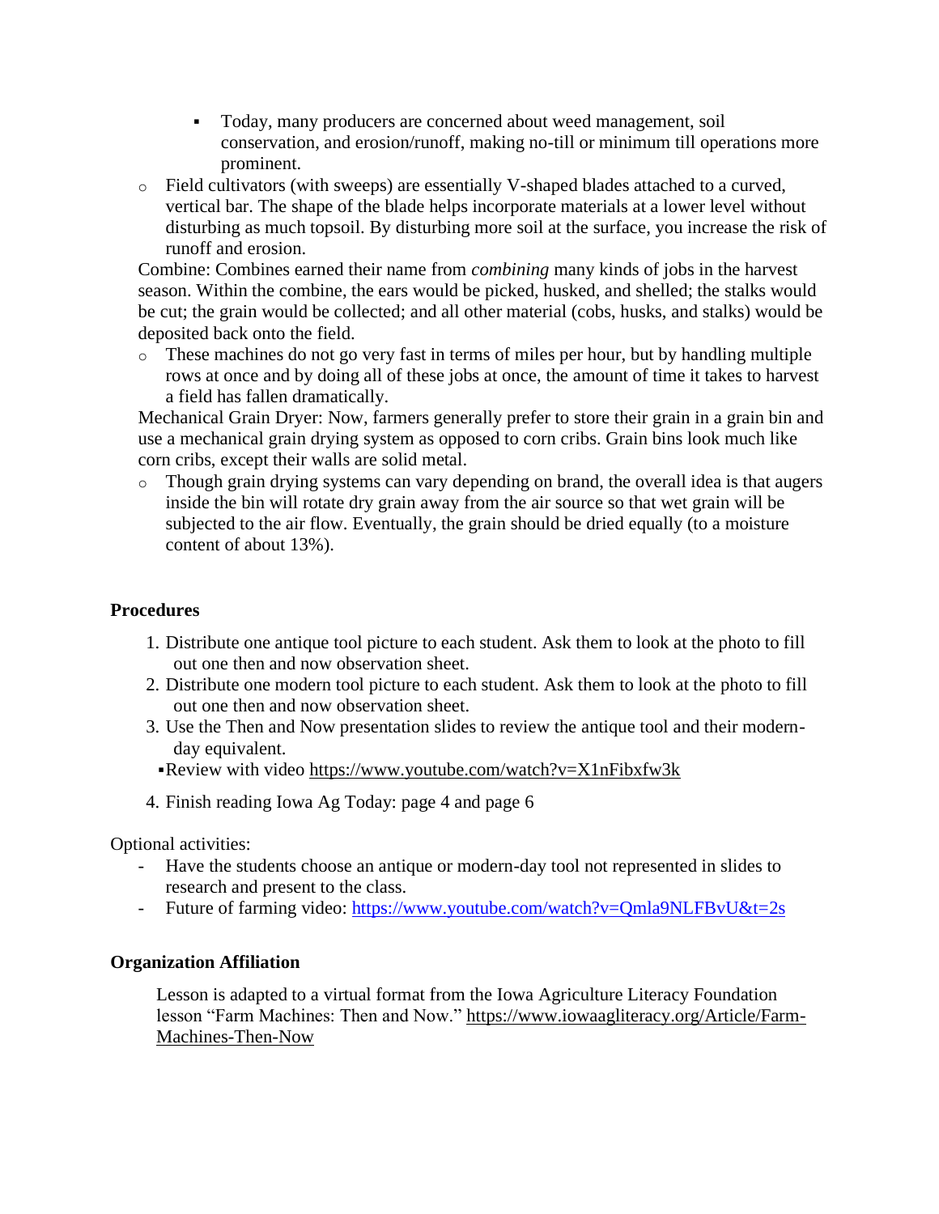- Today, many producers are concerned about weed management, soil conservation, and erosion/runoff, making no-till or minimum till operations more prominent.
    - Field cultivators (with sweeps) are essentially V-shaped blades attached to a curved, vertical bar. The shape of the blade helps incorporate materials at a lower level without disturbing as much topsoil. By disturbing more soil at the surface, you increase the risk of runoff and erosion.

Combine: Combines earned their name from *combining* many kinds of jobs in the harvest season. Within the combine, the ears would be picked, husked, and shelled; the stalks would be cut; the grain would be collected; and all other material (cobs, husks, and stalks) would be deposited back onto the field.

- These machines do not go very fast in terms of miles per hour, but by handling multiple rows at once and by doing all of these jobs at once, the amount of time it takes to harvest a field has fallen dramatically.

Mechanical Grain Dryer: Now, farmers generally prefer to store their grain in a grain bin and use a mechanical grain drying system as opposed to corn cribs. Grain bins look much like corn cribs, except their walls are solid metal.

- Though grain drying systems can vary depending on brand, the overall idea is that augers inside the bin will rotate dry grain away from the air source so that wet grain will be subjected to the air flow. Eventually, the grain should be dried equally (to a moisture content of about 13%).

### Procedures

1. Distribute one antique tool picture to each student. Ask them to look at the photo to fill out one then and now observation sheet.
2. Distribute one modern tool picture to each student. Ask them to look at the photo to fill out one then and now observation sheet.
3. Use the Then and Now presentation slides to review the antique tool and their modern-day equivalent.
    - Review with video https://www.youtube.com/watch?v=X1nFibxfw3k
4. Finish reading Iowa Ag Today: page 4 and page 6

Optional activities:

- Have the students choose an antique or modern-day tool not represented in slides to research and present to the class.
- Future of farming video: https://www.youtube.com/watch?v=Qmla9NLFBvU&t=2s

### Organization Affiliation

Lesson is adapted to a virtual format from the Iowa Agriculture Literacy Foundation lesson "Farm Machines: Then and Now." https://www.iowaagliteracy.org/Article/Farm-Machines-Then-Now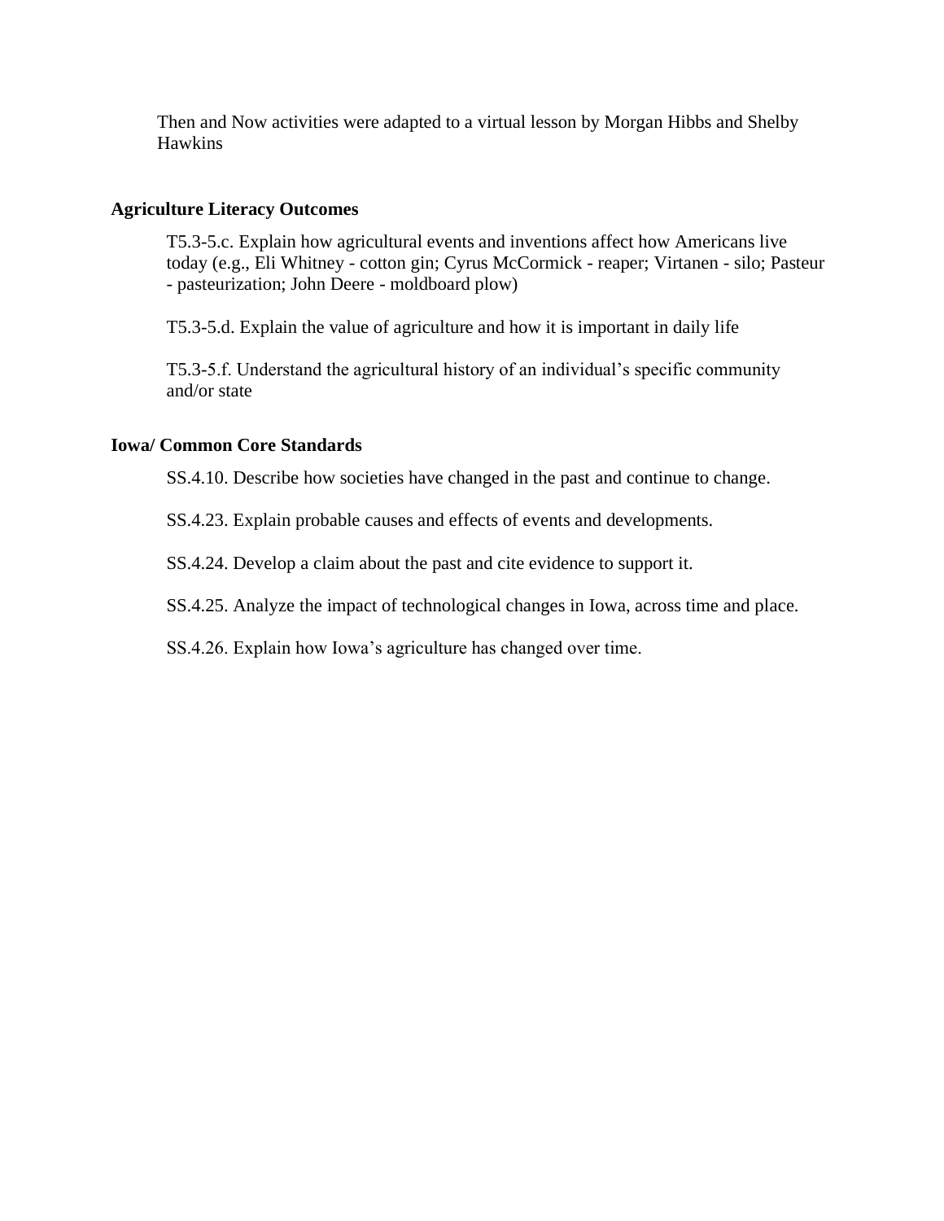Then and Now activities were adapted to a virtual lesson by Morgan Hibbs and Shelby Hawkins

### Agriculture Literacy Outcomes

T5.3-5.c. Explain how agricultural events and inventions affect how Americans live today (e.g., Eli Whitney - cotton gin; Cyrus McCormick - reaper; Virtanen - silo; Pasteur - pasteurization; John Deere - moldboard plow)

T5.3-5.d. Explain the value of agriculture and how it is important in daily life

T5.3-5.f. Understand the agricultural history of an individual's specific community and/or state

### Iowa/ Common Core Standards

SS.4.10. Describe how societies have changed in the past and continue to change.

SS.4.23. Explain probable causes and effects of events and developments.

SS.4.24. Develop a claim about the past and cite evidence to support it.

SS.4.25. Analyze the impact of technological changes in Iowa, across time and place.

SS.4.26. Explain how Iowa's agriculture has changed over time.